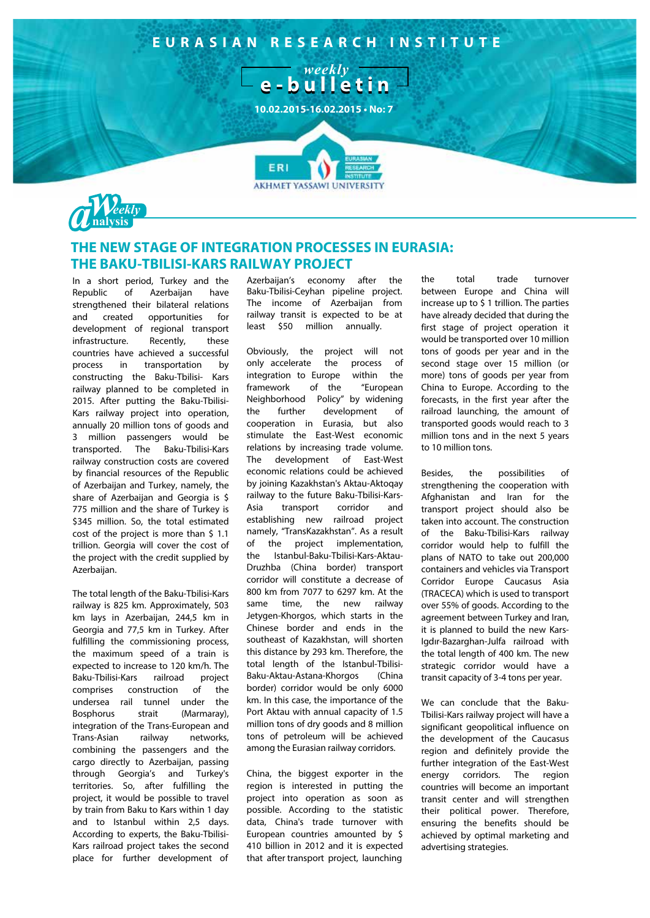# EURASIAN RESEARCH INSTITUTE

## weekly e-bulletin

10.02.2015-16.02.2015 • No: 7

Weekly analysis

## THE NEW STAGE OF INTEGRATION PROCESSES IN EURASIA: THE BAKU-TBILISI-KARS RAILWAY PROJECT

In a short period, Turkey and the Republic of Azerbaijan have strengthened their bilateral relations and created opportunities for development of regional transport infrastructure. Recently, these countries have achieved a successful process in transportation by constructing the Baku-Tbilisi- Kars railway planned to be completed in 2015. After putting the Baku-Tbilisi-Kars railway project into operation, annually 20 million tons of goods and 3 million passengers would be transported. The Baku-Tbilisi-Kars railway construction costs are covered by financial resources of the Republic of Azerbaijan and Turkey, namely, the share of Azerbaijan and Georgia is $ 775 million and the share of Turkey is $345 million. So, the total estimated cost of the project is more than $ 1.1 trillion. Georgia will cover the cost of the project with the credit supplied by Azerbaijan.

The total length of the Baku-Tbilisi-Kars railway is 825 km. Approximately, 503 km lays in Azerbaijan, 244,5 km in Georgia and 77,5 km in Turkey. After fulfilling the commissioning process, the maximum speed of a train is expected to increase to 120 km/h. The Baku-Tbilisi-Kars railroad project comprises construction of the undersea rail tunnel under the Bosphorus strait (Marmaray), integration of the Trans-European and Trans-Asian railway networks, combining the passengers and the cargo directly to Azerbaijan, passing through Georgia's and Turkey's territories. So, after fulfilling the project, it would be possible to travel by train from Baku to Kars within 1 day and to Istanbul within 2,5 days. According to experts, the Baku-Tbilisi-Kars railroad project takes the second place for further development of Azerbaijan's economy after the Baku-Tbilisi-Ceyhan pipeline project. The income of Azerbaijan from railway transit is expected to be at least $50 million annually.

Obviously, the project will not only accelerate the process of integration to Europe within the framework of the "European Neighborhood Policy" by widening the further development of cooperation in Eurasia, but also stimulate the East-West economic relations by increasing trade volume. The development of East-West economic relations could be achieved by joining Kazakhstan's Aktau-Aktoqay railway to the future Baku-Tbilisi-Kars-Asia transport corridor and establishing new railroad project namely, "TransKazakhstan". As a result of the project implementation, the Istanbul-Baku-Tbilisi-Kars-Aktau-Druzhba (China border) transport corridor will constitute a decrease of 800 km from 7077 to 6297 km. At the same time, the new railway Jetygen-Khorgos, which starts in the Chinese border and ends in the southeast of Kazakhstan, will shorten this distance by 293 km. Therefore, the total length of the Istanbul-Tbilisi-Baku-Aktau-Astana-Khorgos (China border) corridor would be only 6000 km. In this case, the importance of the Port Aktau with annual capacity of 1.5 million tons of dry goods and 8 million tons of petroleum will be achieved among the Eurasian railway corridors.

China, the biggest exporter in the region is interested in putting the project into operation as soon as possible. According to the statistic data, China's trade turnover with European countries amounted by $ 410 billion in 2012 and it is expected that after transport project, launching the total trade turnover between Europe and China will increase up to $ 1 trillion. The parties have already decided that during the first stage of project operation it would be transported over 10 million tons of goods per year and in the second stage over 15 million (or more) tons of goods per year from China to Europe. According to the forecasts, in the first year after the railroad launching, the amount of transported goods would reach to 3 million tons and in the next 5 years to 10 million tons.

Besides, the possibilities of strengthening the cooperation with Afghanistan and Iran for the transport project should also be taken into account. The construction of the Baku-Tbilisi-Kars railway corridor would help to fulfill the plans of NATO to take out 200,000 containers and vehicles via Transport Corridor Europe Caucasus Asia (TRACECA) which is used to transport over 55% of goods. According to the agreement between Turkey and Iran, it is planned to build the new Kars-Igdır-Bazarghan-Julfa railroad with the total length of 400 km. The new strategic corridor would have a transit capacity of 3-4 tons per year.

We can conclude that the Baku-Tbilisi-Kars railway project will have a significant geopolitical influence on the development of the Caucasus region and definitely provide the further integration of the East-West energy corridors. The region countries will become an important transit center and will strengthen their political power. Therefore, ensuring the benefits should be achieved by optimal marketing and advertising strategies.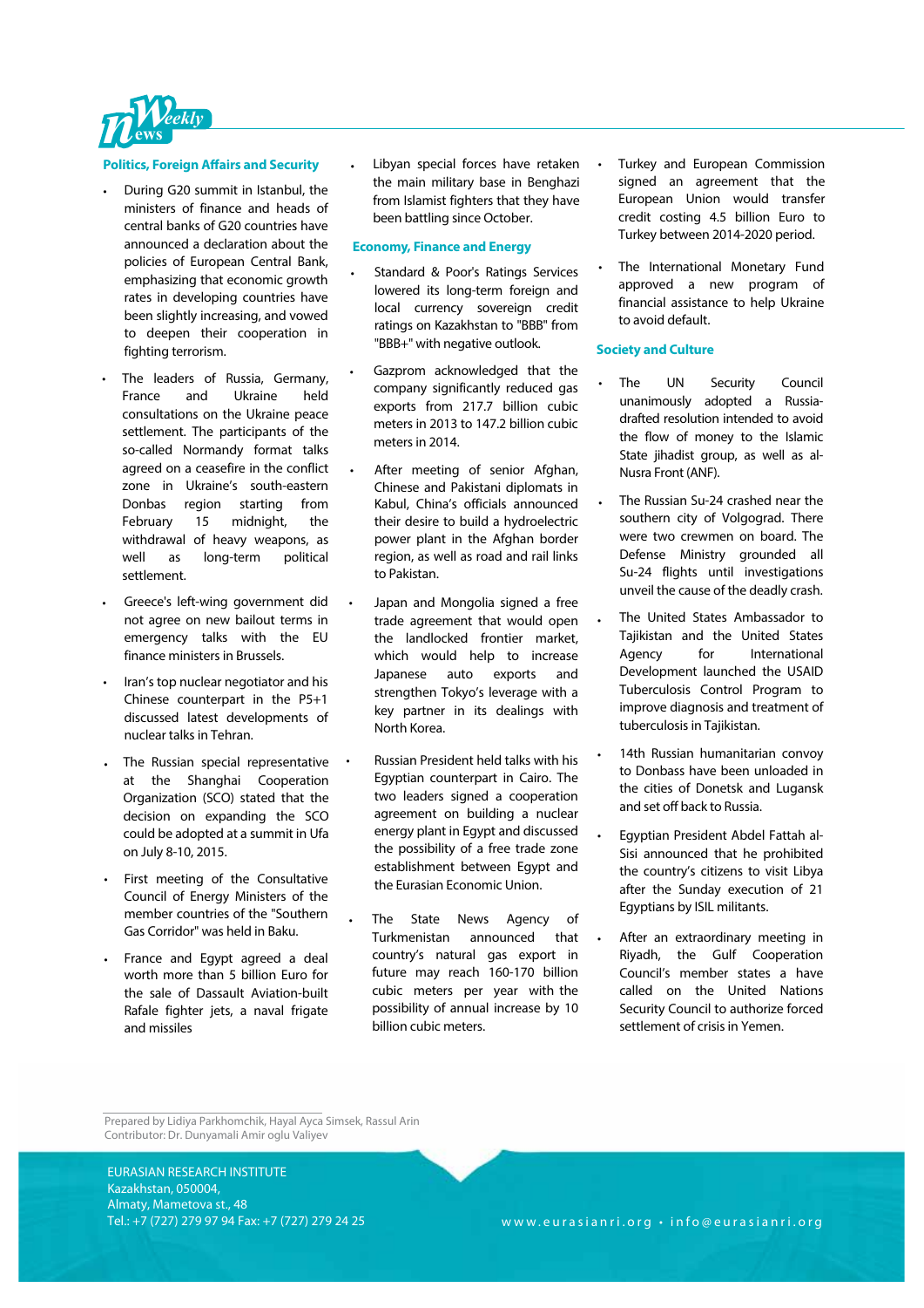## Politics, Foreign Affairs and Security

- During G20 summit in Istanbul, the ministers of finance and heads of central banks of G20 countries have announced a declaration about the policies of European Central Bank, emphasizing that economic growth rates in developing countries have been slightly increasing, and vowed to deepen their cooperation in fighting terrorism.
- The leaders of Russia, Germany, France and Ukraine held consultations on the Ukraine peace settlement. The participants of the so-called Normandy format talks agreed on a ceasefire in the conflict zone in Ukraine's south-eastern Donbas region starting from February 15 midnight, the withdrawal of heavy weapons, as well as long-term political settlement.
- Greece's left-wing government did not agree on new bailout terms in emergency talks with the EU finance ministers in Brussels.
- Iran's top nuclear negotiator and his Chinese counterpart in the P5+1 discussed latest developments of nuclear talks in Tehran.
- The Russian special representative at the Shanghai Cooperation Organization (SCO) stated that the decision on expanding the SCO could be adopted at a summit in Ufa on July 8-10, 2015.
- First meeting of the Consultative Council of Energy Ministers of the member countries of the "Southern Gas Corridor" was held in Baku.
- France and Egypt agreed a deal worth more than 5 billion Euro for the sale of Dassault Aviation-built Rafale fighter jets, a naval frigate and missiles
- Libyan special forces have retaken the main military base in Benghazi from Islamist fighters that they have been battling since October.

## Economy, Finance and Energy

- Standard & Poor's Ratings Services lowered its long-term foreign and local currency sovereign credit ratings on Kazakhstan to "BBB" from "BBB+" with negative outlook.
- Gazprom acknowledged that the company significantly reduced gas exports from 217.7 billion cubic meters in 2013 to 147.2 billion cubic meters in 2014.
- After meeting of senior Afghan, Chinese and Pakistani diplomats in Kabul, China's officials announced their desire to build a hydroelectric power plant in the Afghan border region, as well as road and rail links to Pakistan.
- Japan and Mongolia signed a free trade agreement that would open the landlocked frontier market, which would help to increase Japanese auto exports and strengthen Tokyo's leverage with a key partner in its dealings with North Korea.
- Russian President held talks with his Egyptian counterpart in Cairo. The two leaders signed a cooperation agreement on building a nuclear energy plant in Egypt and discussed the possibility of a free trade zone establishment between Egypt and the Eurasian Economic Union.
- The State News Agency of Turkmenistan announced that country's natural gas export in future may reach 160-170 billion cubic meters per year with the possibility of annual increase by 10 billion cubic meters.
- Turkey and European Commission signed an agreement that the European Union would transfer credit costing 4.5 billion Euro to Turkey between 2014-2020 period.
- The International Monetary Fund approved a new program of financial assistance to help Ukraine to avoid default.

## Society and Culture

- The UN Security Council unanimously adopted a Russia-drafted resolution intended to avoid the flow of money to the Islamic State jihadist group, as well as al-Nusra Front (ANF).
- The Russian Su-24 crashed near the southern city of Volgograd. There were two crewmen on board. The Defense Ministry grounded all Su-24 flights until investigations unveil the cause of the deadly crash.
- The United States Ambassador to Tajikistan and the United States Agency for International Development launched the USAID Tuberculosis Control Program to improve diagnosis and treatment of tuberculosis in Tajikistan.
- 14th Russian humanitarian convoy to Donbass have been unloaded in the cities of Donetsk and Lugansk and set off back to Russia.
- Egyptian President Abdel Fattah al-Sisi announced that he prohibited the country's citizens to visit Libya after the Sunday execution of 21 Egyptians by ISIL militants.
- After an extraordinary meeting in Riyadh, the Gulf Cooperation Council's member states a have called on the United Nations Security Council to authorize forced settlement of crisis in Yemen.

Prepared by Lidiya Parkhomchik, Hayal Ayca Simsek, Rassul Arin
Contributor: Dr. Dunyamali Amir oglu Valiyev

EURASIAN RESEARCH INSTITUTE
Kazakhstan, 050004,
Almaty, Mametova st., 48
Tel.: +7 (727) 279 97 94 Fax: +7 (727) 279 24 25

www.eurasianri.org • info@eurasianri.org